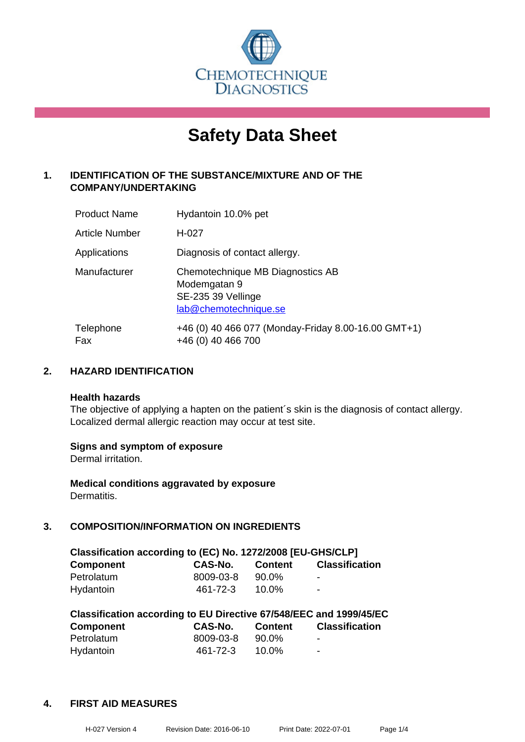CHEMOTECHNIQUE DIAGNOSTICS

# Safety Data Sheet

## 1. IDENTIFICATION OF THE SUBSTANCE/MIXTURE AND OF THE COMPANY/UNDERTAKING

| | |
|---|---|
| Product Name | Hydantoin 10.0% pet |
| Article Number | H-027 |
| Applications | Diagnosis of contact allergy. |
| Manufacturer | Chemotechnique MB Diagnostics AB<br>Modemgatan 9<br>SE-235 39 Vellinge<br>lab@chemotechnique.se |
| Telephone<br>Fax | +46 (0) 40 466 077 (Monday-Friday 8.00-16.00 GMT+1)<br>+46 (0) 40 466 700 |

## 2. HAZARD IDENTIFICATION

**Health hazards**

The objective of applying a hapten on the patient´s skin is the diagnosis of contact allergy. Localized dermal allergic reaction may occur at test site.

**Signs and symptom of exposure**

Dermal irritation.

**Medical conditions aggravated by exposure**

Dermatitis.

## 3. COMPOSITION/INFORMATION ON INGREDIENTS

**Classification according to (EC) No. 1272/2008 [EU-GHS/CLP]**

| Component | CAS-No. | Content | Classification |
|---|---|---|---|
| Petrolatum | 8009-03-8 | 90.0% | - |
| Hydantoin | 461-72-3 | 10.0% | - |

**Classification according to EU Directive 67/548/EEC and 1999/45/EC**

| Component | CAS-No. | Content | Classification |
|---|---|---|---|
| Petrolatum | 8009-03-8 | 90.0% | - |
| Hydantoin | 461-72-3 | 10.0% | - |

## 4. FIRST AID MEASURES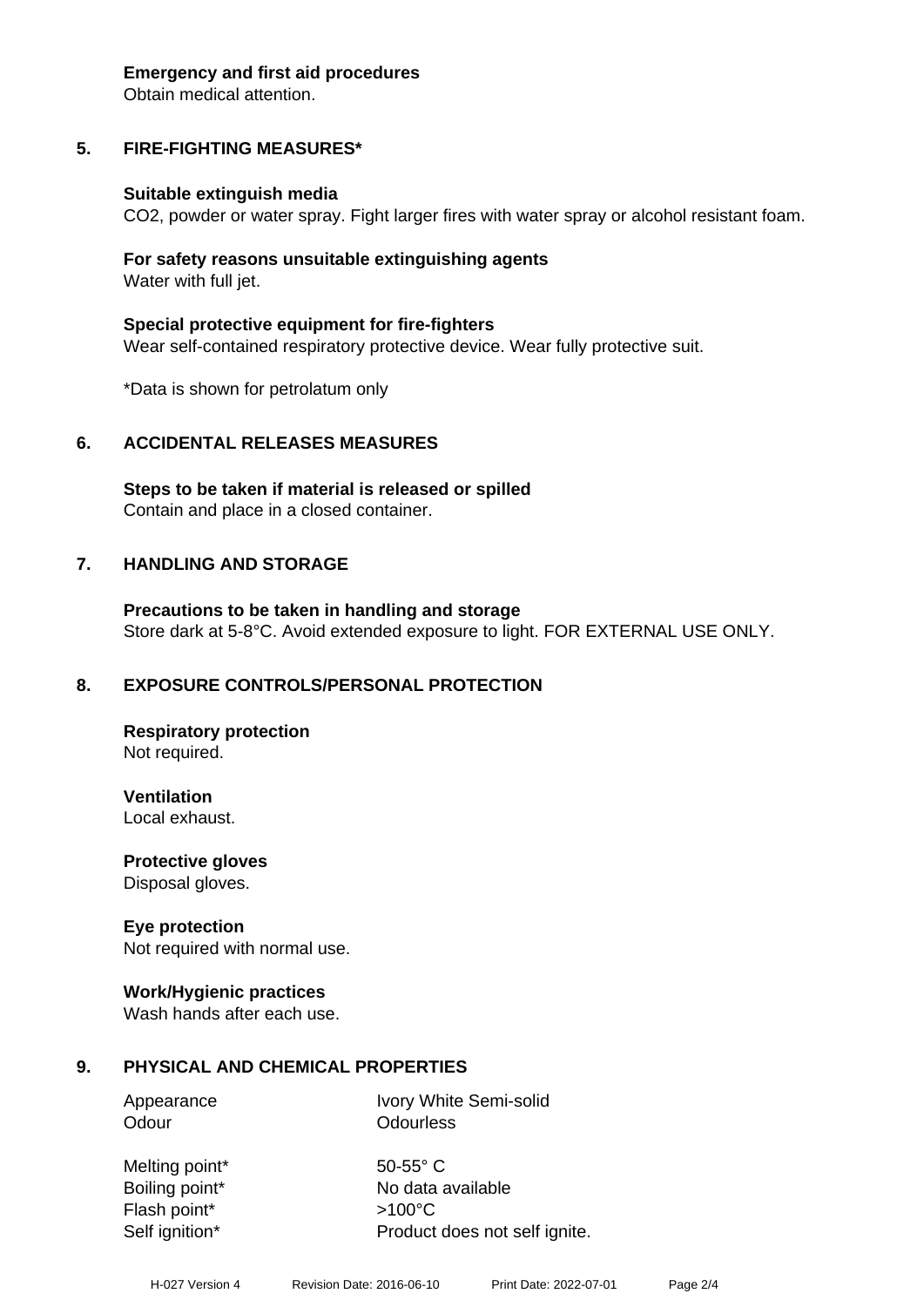**Emergency and first aid procedures**
Obtain medical attention.

## 5. FIRE-FIGHTING MEASURES*

**Suitable extinguish media**
$CO_2$, powder or water spray. Fight larger fires with water spray or alcohol resistant foam.

**For safety reasons unsuitable extinguishing agents**
Water with full jet.

**Special protective equipment for fire-fighters**
Wear self-contained respiratory protective device. Wear fully protective suit.

*Data is shown for petrolatum only

## 6. ACCIDENTAL RELEASES MEASURES

**Steps to be taken if material is released or spilled**
Contain and place in a closed container.

## 7. HANDLING AND STORAGE

**Precautions to be taken in handling and storage**
Store dark at 5-8°C. Avoid extended exposure to light. FOR EXTERNAL USE ONLY.

## 8. EXPOSURE CONTROLS/PERSONAL PROTECTION

**Respiratory protection**
Not required.

**Ventilation**
Local exhaust.

**Protective gloves**
Disposal gloves.

**Eye protection**
Not required with normal use.

**Work/Hygienic practices**
Wash hands after each use.

## 9. PHYSICAL AND CHEMICAL PROPERTIES

| | |
|---|---|
| Appearance | Ivory White Semi-solid |
| Odour | Odourless |
| Melting point* | 50-55° C |
| Boiling point* | No data available |
| Flash point* | >100°C |
| Self ignition* | Product does not self ignite. |

H-027 Version 4 Revision Date: 2016-06-10 Print Date: 2022-07-01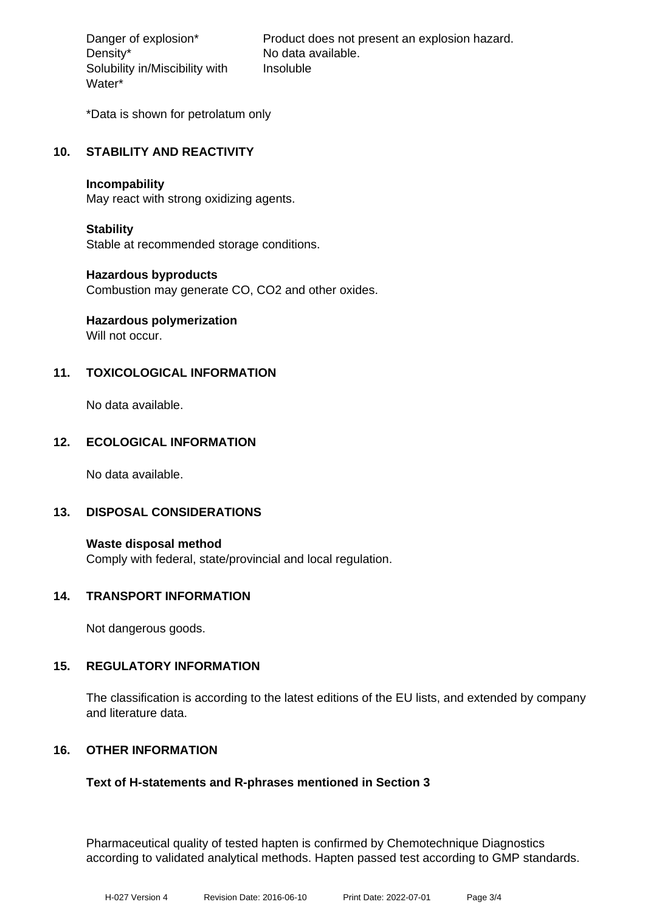| | |
|---|---|
| Danger of explosion* | Product does not present an explosion hazard. |
| Density* | No data available. |
| Solubility in/Miscibility with Water* | Insoluble |

*Data is shown for petrolatum only

## 10. STABILITY AND REACTIVITY

**Incompability**
May react with strong oxidizing agents.

**Stability**
Stable at recommended storage conditions.

**Hazardous byproducts**
Combustion may generate CO, $CO_2$ and other oxides.

**Hazardous polymerization**
Will not occur.

## 11. TOXICOLOGICAL INFORMATION

No data available.

## 12. ECOLOGICAL INFORMATION

No data available.

## 13. DISPOSAL CONSIDERATIONS

**Waste disposal method**
Comply with federal, state/provincial and local regulation.

## 14. TRANSPORT INFORMATION

Not dangerous goods.

## 15. REGULATORY INFORMATION

The classification is according to the latest editions of the EU lists, and extended by company and literature data.

## 16. OTHER INFORMATION

**Text of H-statements and R-phrases mentioned in Section 3**

Pharmaceutical quality of tested hapten is confirmed by Chemotechnique Diagnostics according to validated analytical methods. Hapten passed test according to GMP standards.

H-027 Version 4 Revision Date: 2016-06-10 Print Date: 2022-07-01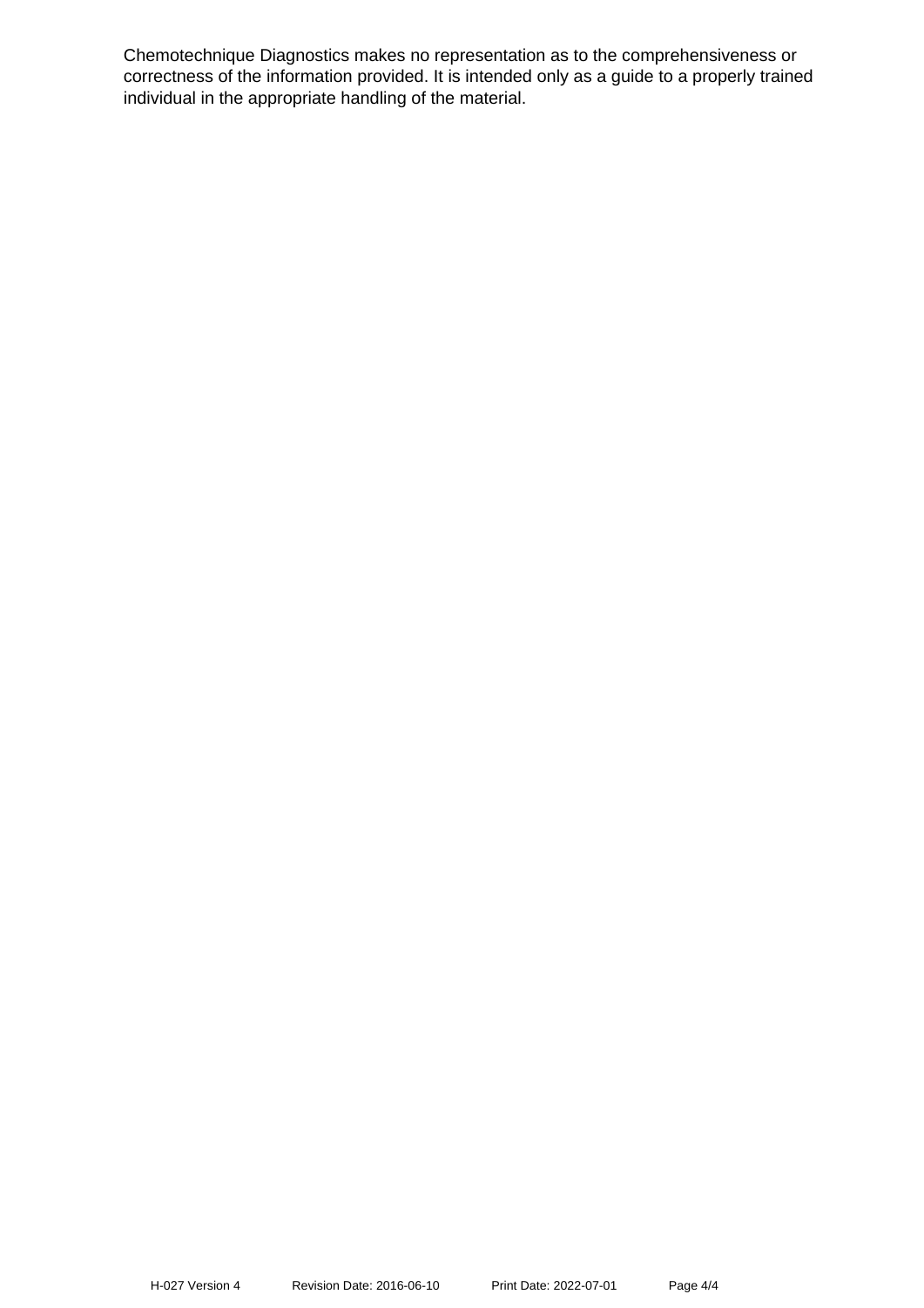Chemotechnique Diagnostics makes no representation as to the comprehensiveness or correctness of the information provided. It is intended only as a guide to a properly trained individual in the appropriate handling of the material.